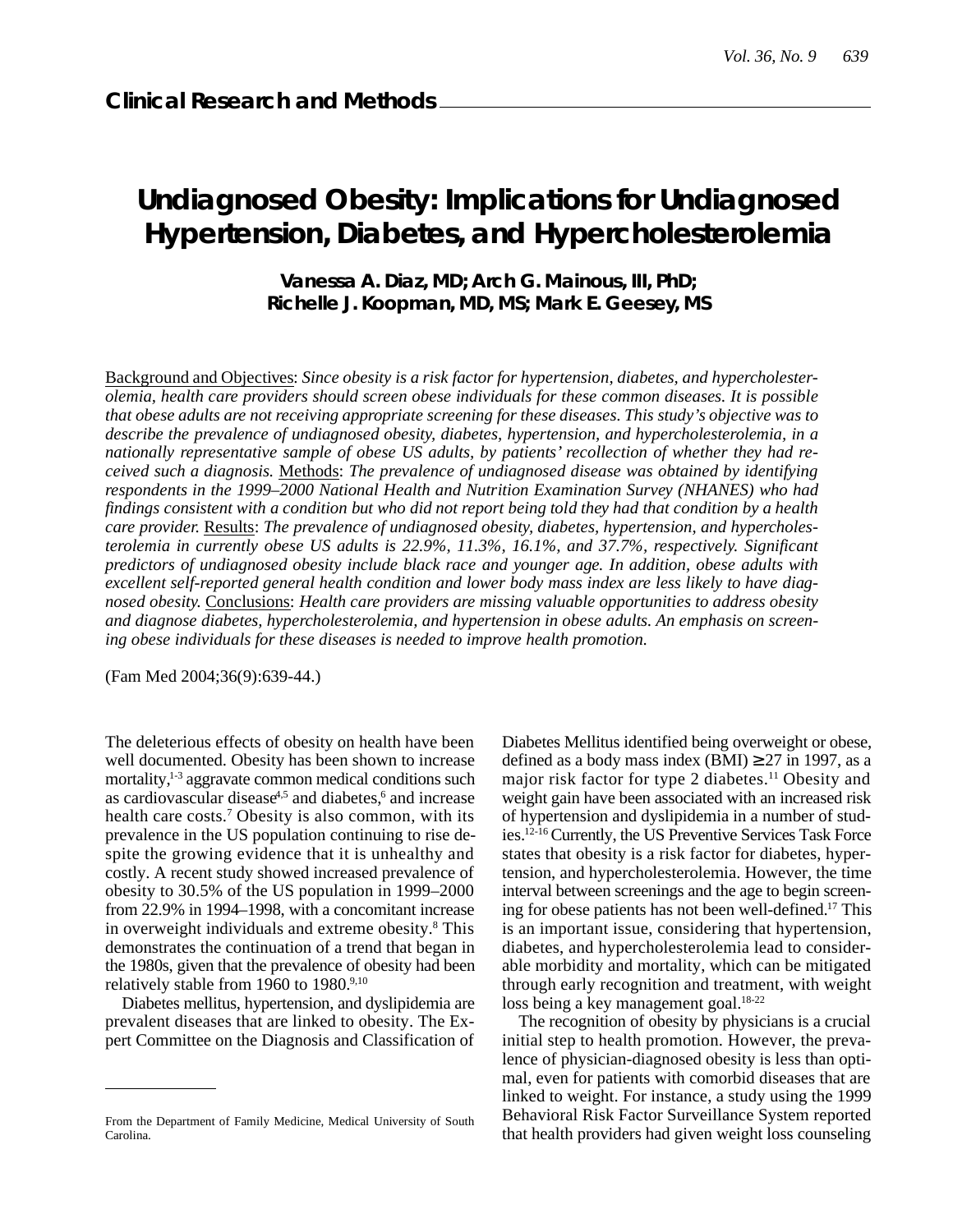## Clinical Research and Methods

# Undiagnosed Obesity: Implications for Undiagnosed Hypertension, Diabetes, and Hypercholesterolemia

**Vanessa A. Diaz, MD; Arch G. Mainous, III, PhD; Richelle J. Koopman, MD, MS; Mark E. Geesey, MS**

Background and Objectives: *Since obesity is a risk factor for hypertension, diabetes, and hypercholesterolemia, health care providers should screen obese individuals for these common diseases. It is possible that obese adults are not receiving appropriate screening for these diseases. This study's objective was to describe the prevalence of undiagnosed obesity, diabetes, hypertension, and hypercholesterolemia, in a nationally representative sample of obese US adults, by patients' recollection of whether they had received such a diagnosis.* Methods: *The prevalence of undiagnosed disease was obtained by identifying respondents in the 1999–2000 National Health and Nutrition Examination Survey (NHANES) who had findings consistent with a condition but who did not report being told they had that condition by a health care provider.* Results: *The prevalence of undiagnosed obesity, diabetes, hypertension, and hypercholesterolemia in currently obese US adults is 22.9%, 11.3%, 16.1%, and 37.7%, respectively. Significant predictors of undiagnosed obesity include black race and younger age. In addition, obese adults with excellent self-reported general health condition and lower body mass index are less likely to have diagnosed obesity.* Conclusions: *Health care providers are missing valuable opportunities to address obesity and diagnose diabetes, hypercholesterolemia, and hypertension in obese adults. An emphasis on screening obese individuals for these diseases is needed to improve health promotion.*

(Fam Med 2004;36(9):639-44.)

The deleterious effects of obesity on health have been well documented. Obesity has been shown to increase mortality,[1-3] aggravate common medical conditions such as cardiovascular disease[4,5] and diabetes,[6] and increase health care costs.[7] Obesity is also common, with its prevalence in the US population continuing to rise despite the growing evidence that it is unhealthy and costly. A recent study showed increased prevalence of obesity to 30.5% of the US population in 1999–2000 from 22.9% in 1994–1998, with a concomitant increase in overweight individuals and extreme obesity.[8] This demonstrates the continuation of a trend that began in the 1980s, given that the prevalence of obesity had been relatively stable from 1960 to 1980.[9,10]

Diabetes mellitus, hypertension, and dyslipidemia are prevalent diseases that are linked to obesity. The Expert Committee on the Diagnosis and Classification of Diabetes Mellitus identified being overweight or obese, defined as a body mass index (BMI) ≥ 27 in 1997, as a major risk factor for type 2 diabetes.[11] Obesity and weight gain have been associated with an increased risk of hypertension and dyslipidemia in a number of studies.[12-16] Currently, the US Preventive Services Task Force states that obesity is a risk factor for diabetes, hypertension, and hypercholesterolemia. However, the time interval between screenings and the age to begin screening for obese patients has not been well-defined.[17] This is an important issue, considering that hypertension, diabetes, and hypercholesterolemia lead to considerable morbidity and mortality, which can be mitigated through early recognition and treatment, with weight loss being a key management goal.[18-22]

The recognition of obesity by physicians is a crucial initial step to health promotion. However, the prevalence of physician-diagnosed obesity is less than optimal, even for patients with comorbid diseases that are linked to weight. For instance, a study using the 1999 Behavioral Risk Factor Surveillance System reported that health providers had given weight loss counseling

From the Department of Family Medicine, Medical University of South Carolina.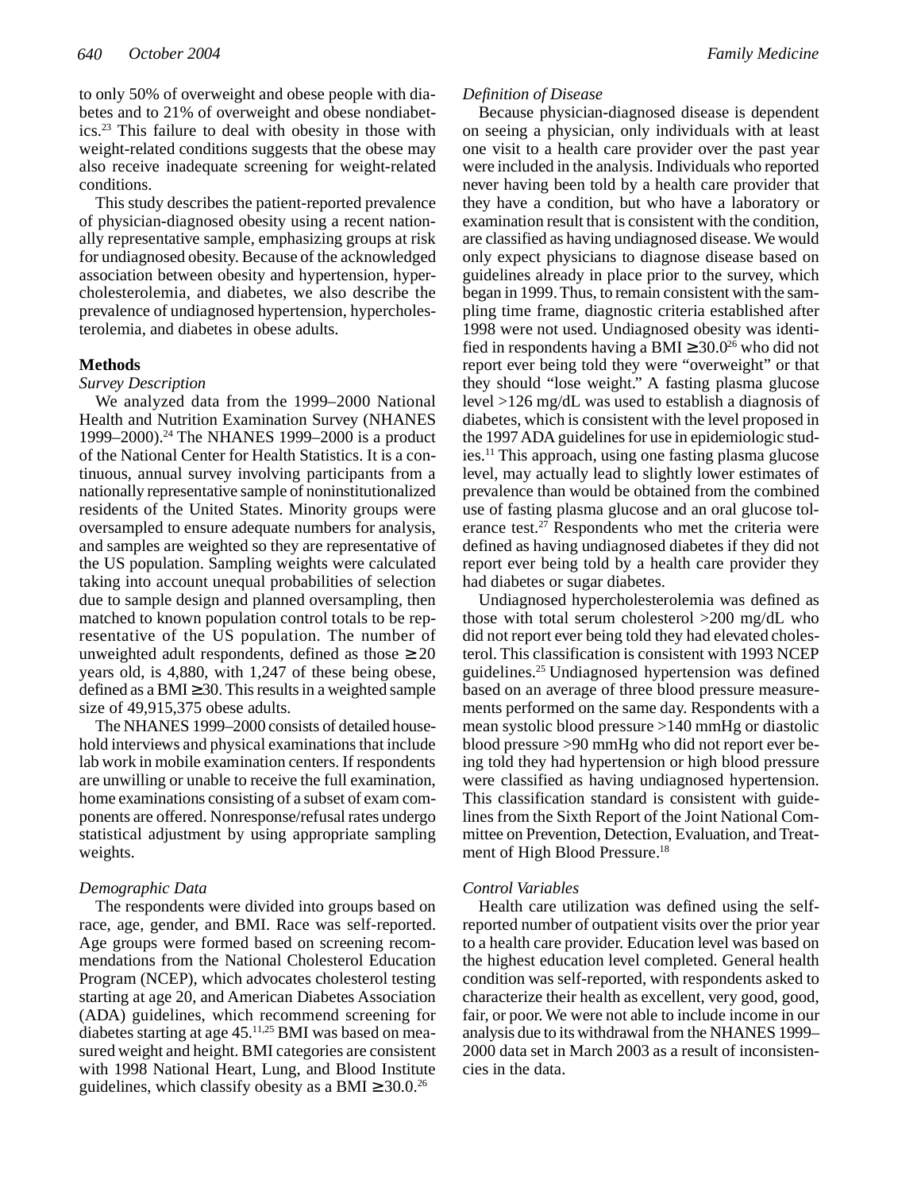to only 50% of overweight and obese people with diabetes and to 21% of overweight and obese nondiabetics.[23] This failure to deal with obesity in those with weight-related conditions suggests that the obese may also receive inadequate screening for weight-related conditions.

This study describes the patient-reported prevalence of physician-diagnosed obesity using a recent nationally representative sample, emphasizing groups at risk for undiagnosed obesity. Because of the acknowledged association between obesity and hypertension, hypercholesterolemia, and diabetes, we also describe the prevalence of undiagnosed hypertension, hypercholesterolemia, and diabetes in obese adults.

## Methods

### *Survey Description*

We analyzed data from the 1999–2000 National Health and Nutrition Examination Survey (NHANES 1999–2000).[24] The NHANES 1999–2000 is a product of the National Center for Health Statistics. It is a continuous, annual survey involving participants from a nationally representative sample of noninstitutionalized residents of the United States. Minority groups were oversampled to ensure adequate numbers for analysis, and samples are weighted so they are representative of the US population. Sampling weights were calculated taking into account unequal probabilities of selection due to sample design and planned oversampling, then matched to known population control totals to be representative of the US population. The number of unweighted adult respondents, defined as those ≥ 20 years old, is 4,880, with 1,247 of these being obese, defined as a BMI ≥ 30. This results in a weighted sample size of 49,915,375 obese adults.

The NHANES 1999–2000 consists of detailed household interviews and physical examinations that include lab work in mobile examination centers. If respondents are unwilling or unable to receive the full examination, home examinations consisting of a subset of exam components are offered. Nonresponse/refusal rates undergo statistical adjustment by using appropriate sampling weights.

### *Demographic Data*

The respondents were divided into groups based on race, age, gender, and BMI. Race was self-reported. Age groups were formed based on screening recommendations from the National Cholesterol Education Program (NCEP), which advocates cholesterol testing starting at age 20, and American Diabetes Association (ADA) guidelines, which recommend screening for diabetes starting at age 45.[11,25] BMI was based on measured weight and height. BMI categories are consistent with 1998 National Heart, Lung, and Blood Institute guidelines, which classify obesity as a BMI ≥ 30.0.[26]

### *Definition of Disease*

Because physician-diagnosed disease is dependent on seeing a physician, only individuals with at least one visit to a health care provider over the past year were included in the analysis. Individuals who reported never having been told by a health care provider that they have a condition, but who have a laboratory or examination result that is consistent with the condition, are classified as having undiagnosed disease. We would only expect physicians to diagnose disease based on guidelines already in place prior to the survey, which began in 1999. Thus, to remain consistent with the sampling time frame, diagnostic criteria established after 1998 were not used. Undiagnosed obesity was identified in respondents having a BMI ≥ 30.0[26] who did not report ever being told they were "overweight" or that they should "lose weight." A fasting plasma glucose level >126 mg/dL was used to establish a diagnosis of diabetes, which is consistent with the level proposed in the 1997 ADA guidelines for use in epidemiologic studies.[11] This approach, using one fasting plasma glucose level, may actually lead to slightly lower estimates of prevalence than would be obtained from the combined use of fasting plasma glucose and an oral glucose tolerance test.[27] Respondents who met the criteria were defined as having undiagnosed diabetes if they did not report ever being told by a health care provider they had diabetes or sugar diabetes.

Undiagnosed hypercholesterolemia was defined as those with total serum cholesterol >200 mg/dL who did not report ever being told they had elevated cholesterol. This classification is consistent with 1993 NCEP guidelines.[25] Undiagnosed hypertension was defined based on an average of three blood pressure measurements performed on the same day. Respondents with a mean systolic blood pressure >140 mmHg or diastolic blood pressure >90 mmHg who did not report ever being told they had hypertension or high blood pressure were classified as having undiagnosed hypertension. This classification standard is consistent with guidelines from the Sixth Report of the Joint National Committee on Prevention, Detection, Evaluation, and Treatment of High Blood Pressure.[18]

### *Control Variables*

Health care utilization was defined using the self-reported number of outpatient visits over the prior year to a health care provider. Education level was based on the highest education level completed. General health condition was self-reported, with respondents asked to characterize their health as excellent, very good, good, fair, or poor. We were not able to include income in our analysis due to its withdrawal from the NHANES 1999–2000 data set in March 2003 as a result of inconsistencies in the data.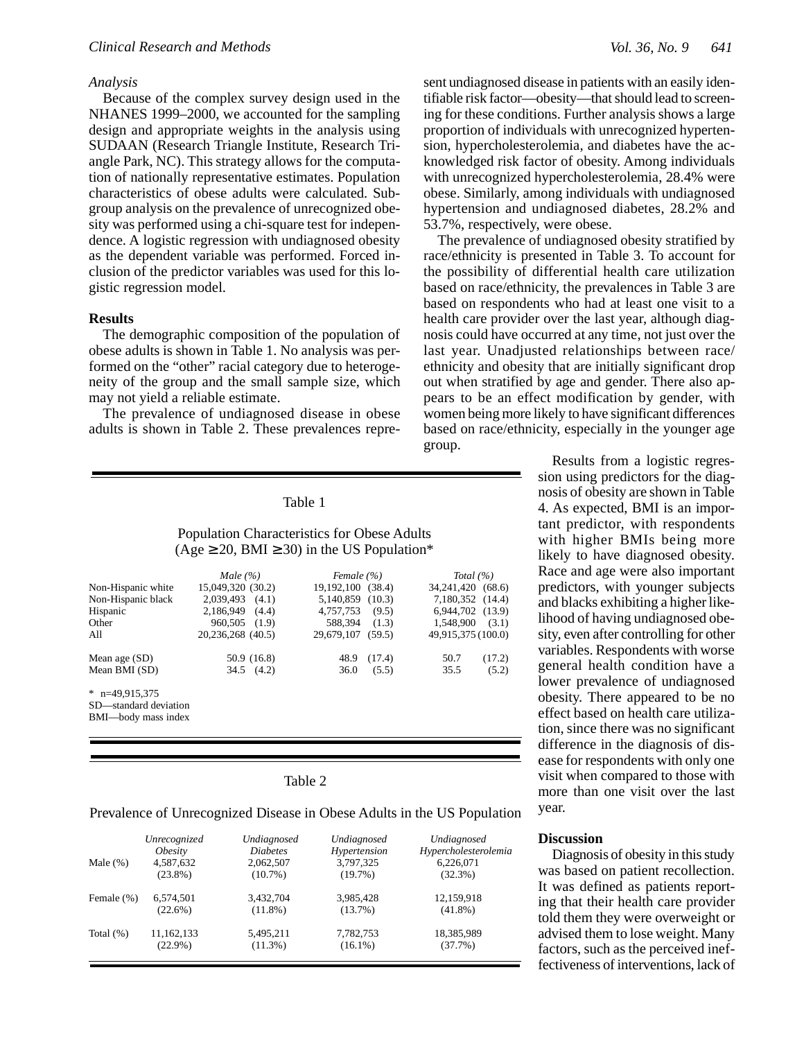### Analysis

Because of the complex survey design used in the NHANES 1999–2000, we accounted for the sampling design and appropriate weights in the analysis using SUDAAN (Research Triangle Institute, Research Triangle Park, NC). This strategy allows for the computation of nationally representative estimates. Population characteristics of obese adults were calculated. Subgroup analysis on the prevalence of unrecognized obesity was performed using a chi-square test for independence. A logistic regression with undiagnosed obesity as the dependent variable was performed. Forced inclusion of the predictor variables was used for this logistic regression model.

## Results

The demographic composition of the population of obese adults is shown in Table 1. No analysis was performed on the "other" racial category due to heterogeneity of the group and the small sample size, which may not yield a reliable estimate.

The prevalence of undiagnosed disease in obese adults is shown in Table 2. These prevalences represent undiagnosed disease in patients with an easily identifiable risk factor—obesity—that should lead to screening for these conditions. Further analysis shows a large proportion of individuals with unrecognized hypertension, hypercholesterolemia, and diabetes have the acknowledged risk factor of obesity. Among individuals with unrecognized hypercholesterolemia, 28.4% were obese. Similarly, among individuals with undiagnosed hypertension and undiagnosed diabetes, 28.2% and 53.7%, respectively, were obese.

The prevalence of undiagnosed obesity stratified by race/ethnicity is presented in Table 3. To account for the possibility of differential health care utilization based on race/ethnicity, the prevalences in Table 3 are based on respondents who had at least one visit to a health care provider over the last year, although diagnosis could have occurred at any time, not just over the last year. Unadjusted relationships between race/ethnicity and obesity that are initially significant drop out when stratified by age and gender. There also appears to be an effect modification by gender, with women being more likely to have significant differences based on race/ethnicity, especially in the younger age group.

Table 1

Population Characteristics for Obese Adults (Age ≥ 20, BMI ≥ 30) in the US Population*

| | Male (%) | Female (%) | Total (%) |
|---|---|---|---|
| Non-Hispanic white | 15,049,320 (30.2) | 19,192,100 (38.4) | 34,241,420 (68.6) |
| Non-Hispanic black | 2,039,493 (4.1) | 5,140,859 (10.3) | 7,180,352 (14.4) |
| Hispanic | 2,186,949 (4.4) | 4,757,753 (9.5) | 6,944,702 (13.9) |
| Other | 960,505 (1.9) | 588,394 (1.3) | 1,548,900 (3.1) |
| All | 20,236,268 (40.5) | 29,679,107 (59.5) | 49,915,375 (100.0) |
| Mean age (SD) | 50.9 (16.8) | 48.9 (17.4) | 50.7 (17.2) |
| Mean BMI (SD) | 34.5 (4.2) | 36.0 (5.5) | 35.5 (5.2) |

\* n=49,915,375
SD—standard deviation
BMI—body mass index

Table 2

Prevalence of Unrecognized Disease in Obese Adults in the US Population

| | Unrecognized Obesity | Undiagnosed Diabetes | Undiagnosed Hypertension | Undiagnosed Hypercholesterolemia |
|---|---|---|---|---|
| Male (%) | 4,587,632 (23.8%) | 2,062,507 (10.7%) | 3,797,325 (19.7%) | 6,226,071 (32.3%) |
| Female (%) | 6,574,501 (22.6%) | 3,432,704 (11.8%) | 3,985,428 (13.7%) | 12,159,918 (41.8%) |
| Total (%) | 11,162,133 (22.9%) | 5,495,211 (11.3%) | 7,782,753 (16.1%) | 18,385,989 (37.7%) |

Results from a logistic regression using predictors for the diagnosis of obesity are shown in Table 4. As expected, BMI is an important predictor, with respondents with higher BMIs being more likely to have diagnosed obesity. Race and age were also important predictors, with younger subjects and blacks exhibiting a higher likelihood of having undiagnosed obesity, even after controlling for other variables. Respondents with worse general health condition have a lower prevalence of undiagnosed obesity. There appeared to be no effect based on health care utilization, since there was no significant difference in the diagnosis of disease for respondents with only one visit when compared to those with more than one visit over the last year.

## Discussion

Diagnosis of obesity in this study was based on patient recollection. It was defined as patients reporting that their health care provider told them they were overweight or advised them to lose weight. Many factors, such as the perceived ineffectiveness of interventions, lack of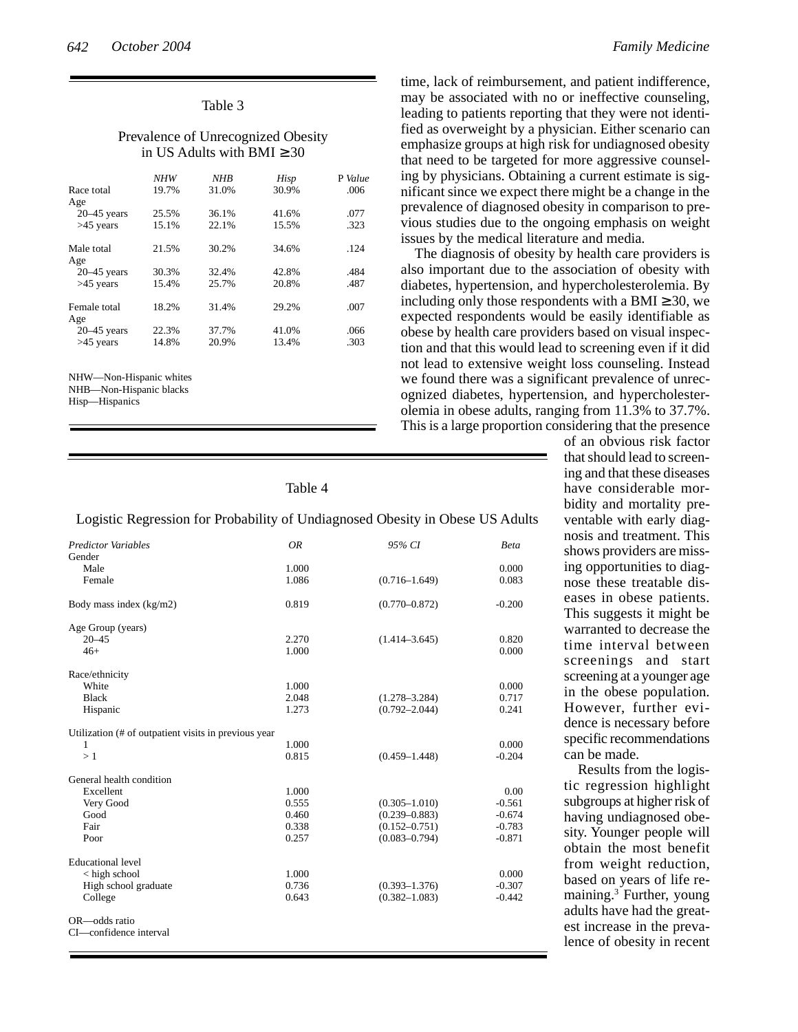Table 3

Prevalence of Unrecognized Obesity in US Adults with BMI ≥30

| | *NHW* | *NHB* | *Hisp* | P *Value* |
|---|---|---|---|---|
| Race total | 19.7% | 31.0% | 30.9% | .006 |
| Age | | | | |
| 20–45 years | 25.5% | 36.1% | 41.6% | .077 |
| >45 years | 15.1% | 22.1% | 15.5% | .323 |
| Male total | 21.5% | 30.2% | 34.6% | .124 |
| Age | | | | |
| 20–45 years | 30.3% | 32.4% | 42.8% | .484 |
| >45 years | 15.4% | 25.7% | 20.8% | .487 |
| Female total | 18.2% | 31.4% | 29.2% | .007 |
| Age | | | | |
| 20–45 years | 22.3% | 37.7% | 41.0% | .066 |
| >45 years | 14.8% | 20.9% | 13.4% | .303 |

NHW—Non-Hispanic whites
NHB—Non-Hispanic blacks
Hisp—Hispanics

Table 4

Logistic Regression for Probability of Undiagnosed Obesity in Obese US Adults

| *Predictor Variables* | *OR* | *95% CI* | *Beta* |
|---|---|---|---|
| Gender | | | |
| Male | 1.000 | | 0.000 |
| Female | 1.086 | (0.716–1.649) | 0.083 |
| Body mass index (kg/m2) | 0.819 | (0.770–0.872) | -0.200 |
| Age Group (years) | | | |
| 20–45 | 2.270 | (1.414–3.645) | 0.820 |
| 46+ | 1.000 | | 0.000 |
| Race/ethnicity | | | |
| White | 1.000 | | 0.000 |
| Black | 2.048 | (1.278–3.284) | 0.717 |
| Hispanic | 1.273 | (0.792–2.044) | 0.241 |
| Utilization (# of outpatient visits in previous year | | | |
| 1 | 1.000 | | 0.000 |
| > 1 | 0.815 | (0.459–1.448) | -0.204 |
| General health condition | | | |
| Excellent | 1.000 | | 0.00 |
| Very Good | 0.555 | (0.305–1.010) | -0.561 |
| Good | 0.460 | (0.239–0.883) | -0.674 |
| Fair | 0.338 | (0.152–0.751) | -0.783 |
| Poor | 0.257 | (0.083–0.794) | -0.871 |
| Educational level | | | |
| < high school | 1.000 | | 0.000 |
| High school graduate | 0.736 | (0.393–1.376) | -0.307 |
| College | 0.643 | (0.382–1.083) | -0.442 |

OR—odds ratio
CI—confidence interval

time, lack of reimbursement, and patient indifference, may be associated with no or ineffective counseling, leading to patients reporting that they were not identified as overweight by a physician. Either scenario can emphasize groups at high risk for undiagnosed obesity that need to be targeted for more aggressive counseling by physicians. Obtaining a current estimate is significant since we expect there might be a change in the prevalence of diagnosed obesity in comparison to previous studies due to the ongoing emphasis on weight issues by the medical literature and media.

The diagnosis of obesity by health care providers is also important due to the association of obesity with diabetes, hypertension, and hypercholesterolemia. By including only those respondents with a BMI ≥30, we expected respondents would be easily identifiable as obese by health care providers based on visual inspection and that this would lead to screening even if it did not lead to extensive weight loss counseling. Instead we found there was a significant prevalence of unrecognized diabetes, hypertension, and hypercholesterolemia in obese adults, ranging from 11.3% to 37.7%. This is a large proportion considering that the presence of an obvious risk factor that should lead to screening and that these diseases have considerable morbidity and mortality preventable with early diagnosis and treatment. This shows providers are missing opportunities to diagnose these treatable diseases in obese patients. This suggests it might be warranted to decrease the time interval between screenings and start screening at a younger age in the obese population. However, further evidence is necessary before specific recommendations can be made.

Results from the logistic regression highlight subgroups at higher risk of having undiagnosed obesity. Younger people will obtain the most benefit from weight reduction, based on years of life remaining.[3] Further, young adults have had the greatest increase in the prevalence of obesity in recent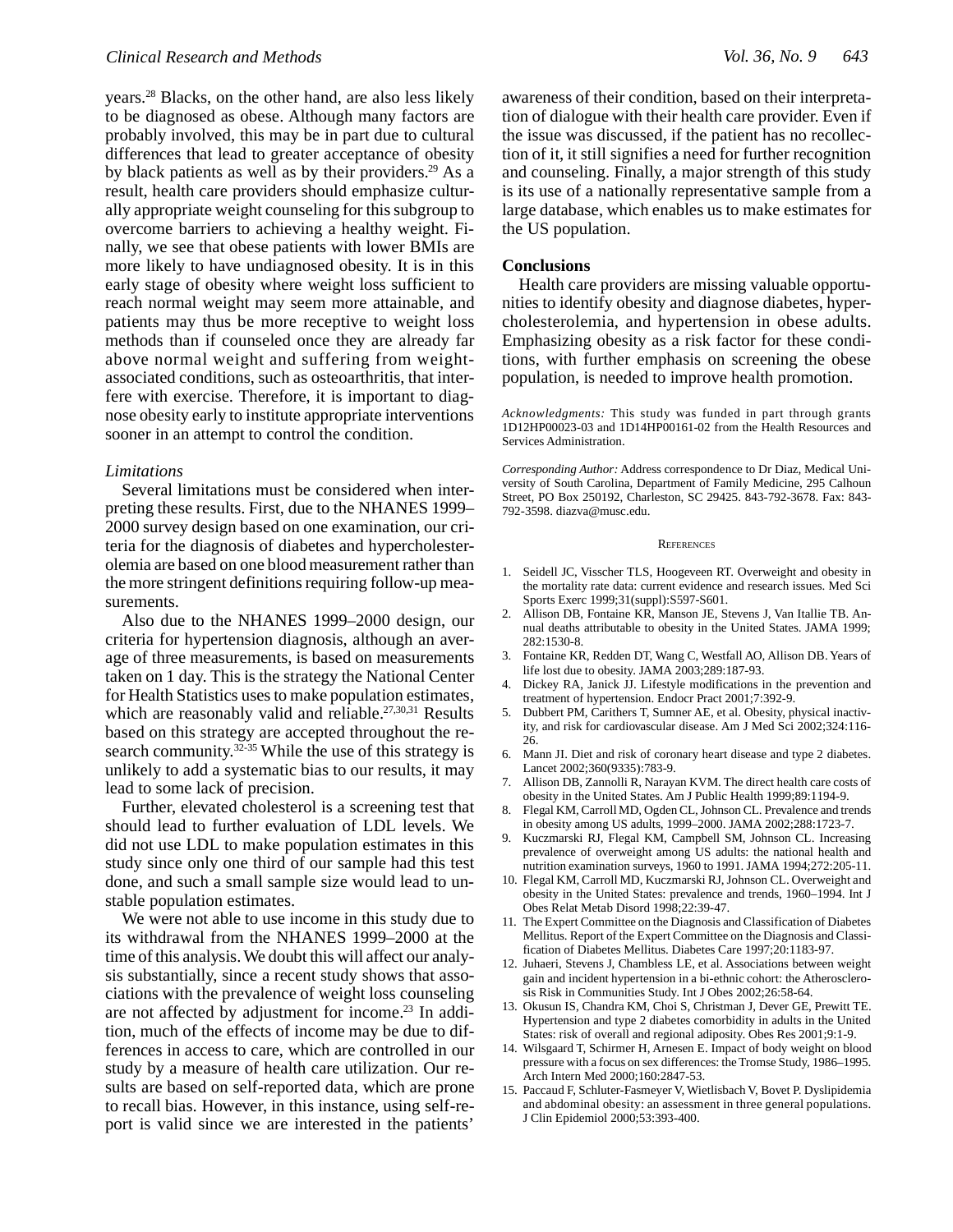years.[28] Blacks, on the other hand, are also less likely to be diagnosed as obese. Although many factors are probably involved, this may be in part due to cultural differences that lead to greater acceptance of obesity by black patients as well as by their providers.[29] As a result, health care providers should emphasize culturally appropriate weight counseling for this subgroup to overcome barriers to achieving a healthy weight. Finally, we see that obese patients with lower BMIs are more likely to have undiagnosed obesity. It is in this early stage of obesity where weight loss sufficient to reach normal weight may seem more attainable, and patients may thus be more receptive to weight loss methods than if counseled once they are already far above normal weight and suffering from weight-associated conditions, such as osteoarthritis, that interfere with exercise. Therefore, it is important to diagnose obesity early to institute appropriate interventions sooner in an attempt to control the condition.

### *Limitations*

Several limitations must be considered when interpreting these results. First, due to the NHANES 1999–2000 survey design based on one examination, our criteria for the diagnosis of diabetes and hypercholesterolemia are based on one blood measurement rather than the more stringent definitions requiring follow-up measurements.

Also due to the NHANES 1999–2000 design, our criteria for hypertension diagnosis, although an average of three measurements, is based on measurements taken on 1 day. This is the strategy the National Center for Health Statistics uses to make population estimates, which are reasonably valid and reliable.[27,30,31] Results based on this strategy are accepted throughout the research community.[32-35] While the use of this strategy is unlikely to add a systematic bias to our results, it may lead to some lack of precision.

Further, elevated cholesterol is a screening test that should lead to further evaluation of LDL levels. We did not use LDL to make population estimates in this study since only one third of our sample had this test done, and such a small sample size would lead to unstable population estimates.

We were not able to use income in this study due to its withdrawal from the NHANES 1999–2000 at the time of this analysis. We doubt this will affect our analysis substantially, since a recent study shows that associations with the prevalence of weight loss counseling are not affected by adjustment for income.[23] In addition, much of the effects of income may be due to differences in access to care, which are controlled in our study by a measure of health care utilization. Our results are based on self-reported data, which are prone to recall bias. However, in this instance, using self-report is valid since we are interested in the patients' awareness of their condition, based on their interpretation of dialogue with their health care provider. Even if the issue was discussed, if the patient has no recollection of it, it still signifies a need for further recognition and counseling. Finally, a major strength of this study is its use of a nationally representative sample from a large database, which enables us to make estimates for the US population.

## Conclusions

Health care providers are missing valuable opportunities to identify obesity and diagnose diabetes, hypercholesterolemia, and hypertension in obese adults. Emphasizing obesity as a risk factor for these conditions, with further emphasis on screening the obese population, is needed to improve health promotion.

*Acknowledgments:* This study was funded in part through grants 1D12HP00023-03 and 1D14HP00161-02 from the Health Resources and Services Administration.

*Corresponding Author:* Address correspondence to Dr Diaz, Medical University of South Carolina, Department of Family Medicine, 295 Calhoun Street, PO Box 250192, Charleston, SC 29425. 843-792-3678. Fax: 843-792-3598. diazva@musc.edu.

## References

1. Seidell JC, Visscher TLS, Hoogeveen RT. Overweight and obesity in the mortality rate data: current evidence and research issues. Med Sci Sports Exerc 1999;31(suppl):S597-S601.
2. Allison DB, Fontaine KR, Manson JE, Stevens J, Van Itallie TB. Annual deaths attributable to obesity in the United States. JAMA 1999; 282:1530-8.
3. Fontaine KR, Redden DT, Wang C, Westfall AO, Allison DB. Years of life lost due to obesity. JAMA 2003;289:187-93.
4. Dickey RA, Janick JJ. Lifestyle modifications in the prevention and treatment of hypertension. Endocr Pract 2001;7:392-9.
5. Dubbert PM, Carithers T, Sumner AE, et al. Obesity, physical inactivity, and risk for cardiovascular disease. Am J Med Sci 2002;324:116-26.
6. Mann JI. Diet and risk of coronary heart disease and type 2 diabetes. Lancet 2002;360(9335):783-9.
7. Allison DB, Zannolli R, Narayan KVM. The direct health care costs of obesity in the United States. Am J Public Health 1999;89:1194-9.
8. Flegal KM, Carroll MD, Ogden CL, Johnson CL. Prevalence and trends in obesity among US adults, 1999–2000. JAMA 2002;288:1723-7.
9. Kuczmarski RJ, Flegal KM, Campbell SM, Johnson CL. Increasing prevalence of overweight among US adults: the national health and nutrition examination surveys, 1960 to 1991. JAMA 1994;272:205-11.
10. Flegal KM, Carroll MD, Kuczmarski RJ, Johnson CL. Overweight and obesity in the United States: prevalence and trends, 1960–1994. Int J Obes Relat Metab Disord 1998;22:39-47.
11. The Expert Committee on the Diagnosis and Classification of Diabetes Mellitus. Report of the Expert Committee on the Diagnosis and Classification of Diabetes Mellitus. Diabetes Care 1997;20:1183-97.
12. Juhaeri, Stevens J, Chambless LE, et al. Associations between weight gain and incident hypertension in a bi-ethnic cohort: the Atherosclerosis Risk in Communities Study. Int J Obes 2002;26:58-64.
13. Okusun IS, Chandra KM, Choi S, Christman J, Dever GE, Prewitt TE. Hypertension and type 2 diabetes comorbidity in adults in the United States: risk of overall and regional adiposity. Obes Res 2001;9:1-9.
14. Wilsgaard T, Schirmer H, Arnesen E. Impact of body weight on blood pressure with a focus on sex differences: the Tromse Study, 1986–1995. Arch Intern Med 2000;160:2847-53.
15. Paccaud F, Schluter-Fasmeyer V, Wietlisbach V, Bovet P. Dyslipidemia and abdominal obesity: an assessment in three general populations. J Clin Epidemiol 2000;53:393-400.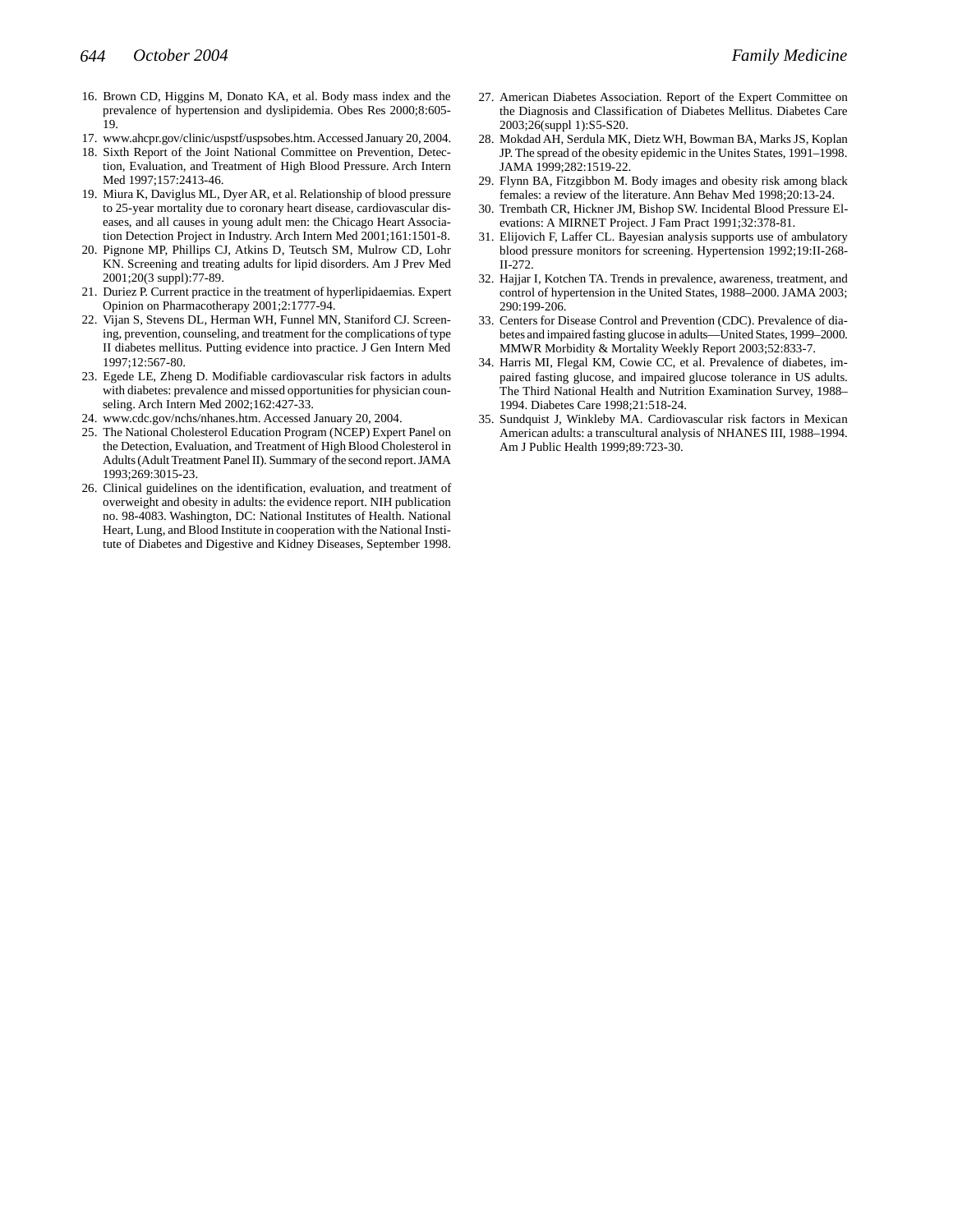16. Brown CD, Higgins M, Donato KA, et al. Body mass index and the prevalence of hypertension and dyslipidemia. Obes Res 2000;8:605-19.
17. www.ahcpr.gov/clinic/uspstf/uspsobes.htm. Accessed January 20, 2004.
18. Sixth Report of the Joint National Committee on Prevention, Detection, Evaluation, and Treatment of High Blood Pressure. Arch Intern Med 1997;157:2413-46.
19. Miura K, Daviglus ML, Dyer AR, et al. Relationship of blood pressure to 25-year mortality due to coronary heart disease, cardiovascular diseases, and all causes in young adult men: the Chicago Heart Association Detection Project in Industry. Arch Intern Med 2001;161:1501-8.
20. Pignone MP, Phillips CJ, Atkins D, Teutsch SM, Mulrow CD, Lohr KN. Screening and treating adults for lipid disorders. Am J Prev Med 2001;20(3 suppl):77-89.
21. Duriez P. Current practice in the treatment of hyperlipidaemias. Expert Opinion on Pharmacotherapy 2001;2:1777-94.
22. Vijan S, Stevens DL, Herman WH, Funnel MN, Staniford CJ. Screening, prevention, counseling, and treatment for the complications of type II diabetes mellitus. Putting evidence into practice. J Gen Intern Med 1997;12:567-80.
23. Egede LE, Zheng D. Modifiable cardiovascular risk factors in adults with diabetes: prevalence and missed opportunities for physician counseling. Arch Intern Med 2002;162:427-33.
24. www.cdc.gov/nchs/nhanes.htm. Accessed January 20, 2004.
25. The National Cholesterol Education Program (NCEP) Expert Panel on the Detection, Evaluation, and Treatment of High Blood Cholesterol in Adults (Adult Treatment Panel II). Summary of the second report. JAMA 1993;269:3015-23.
26. Clinical guidelines on the identification, evaluation, and treatment of overweight and obesity in adults: the evidence report. NIH publication no. 98-4083. Washington, DC: National Institutes of Health. National Heart, Lung, and Blood Institute in cooperation with the National Institute of Diabetes and Digestive and Kidney Diseases, September 1998.
27. American Diabetes Association. Report of the Expert Committee on the Diagnosis and Classification of Diabetes Mellitus. Diabetes Care 2003;26(suppl 1):S5-S20.
28. Mokdad AH, Serdula MK, Dietz WH, Bowman BA, Marks JS, Koplan JP. The spread of the obesity epidemic in the Unites States, 1991–1998. JAMA 1999;282:1519-22.
29. Flynn BA, Fitzgibbon M. Body images and obesity risk among black females: a review of the literature. Ann Behav Med 1998;20:13-24.
30. Trembath CR, Hickner JM, Bishop SW. Incidental Blood Pressure Elevations: A MIRNET Project. J Fam Pract 1991;32:378-81.
31. Elijovich F, Laffer CL. Bayesian analysis supports use of ambulatory blood pressure monitors for screening. Hypertension 1992;19:II-268-II-272.
32. Hajjar I, Kotchen TA. Trends in prevalence, awareness, treatment, and control of hypertension in the United States, 1988–2000. JAMA 2003; 290:199-206.
33. Centers for Disease Control and Prevention (CDC). Prevalence of diabetes and impaired fasting glucose in adults—United States, 1999–2000. MMWR Morbidity & Mortality Weekly Report 2003;52:833-7.
34. Harris MI, Flegal KM, Cowie CC, et al. Prevalence of diabetes, impaired fasting glucose, and impaired glucose tolerance in US adults. The Third National Health and Nutrition Examination Survey, 1988–1994. Diabetes Care 1998;21:518-24.
35. Sundquist J, Winkleby MA. Cardiovascular risk factors in Mexican American adults: a transcultural analysis of NHANES III, 1988–1994. Am J Public Health 1999;89:723-30.